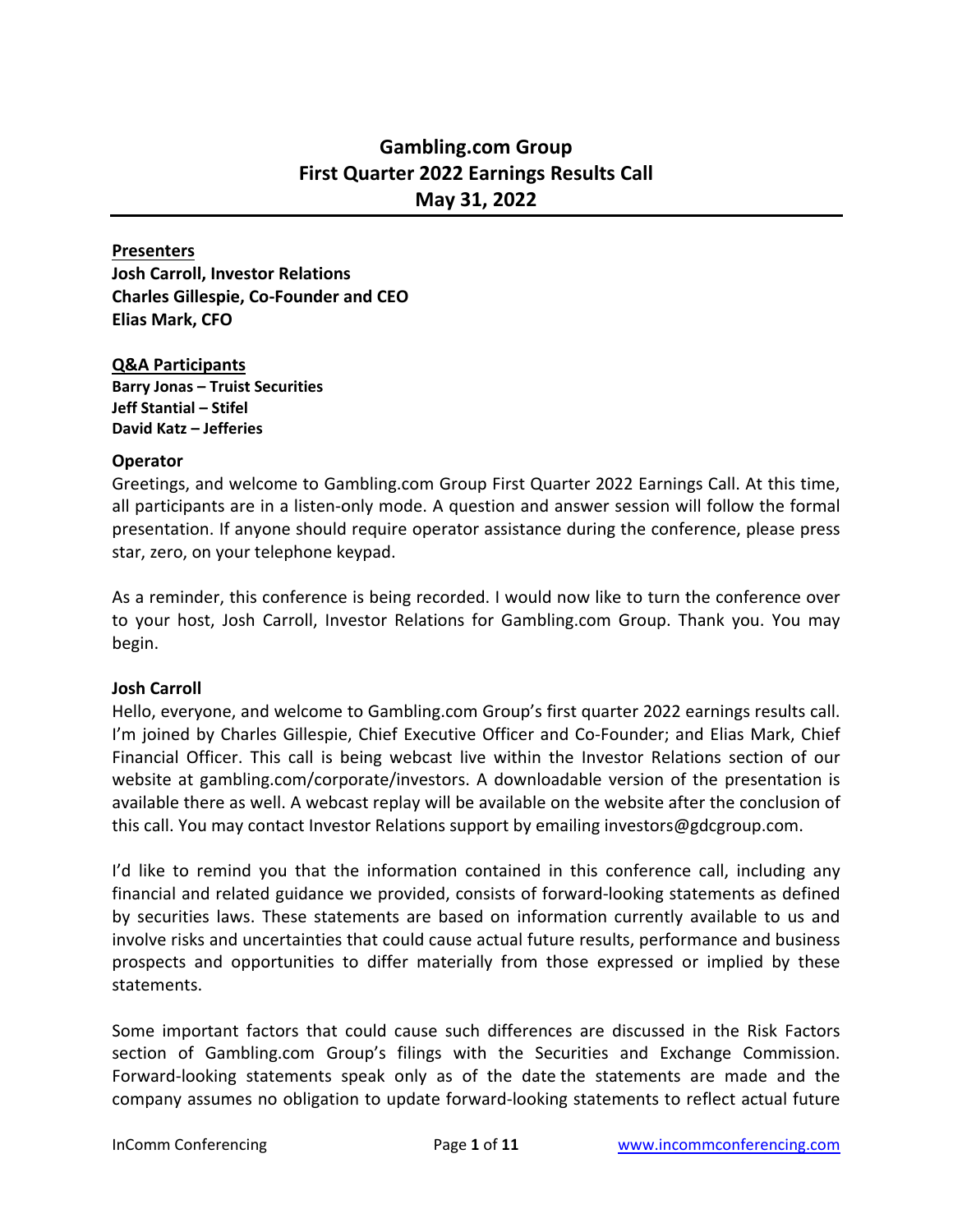# Gambling.com Group
# First Quarter 2022 Earnings Results Call
# May 31, 2022

**Presenters**
**Josh Carroll, Investor Relations**
**Charles Gillespie, Co-Founder and CEO**
**Elias Mark, CFO**

**Q&A Participants**
**Barry Jonas – Truist Securities**
**Jeff Stantial – Stifel**
**David Katz – Jefferies**

**Operator**

Greetings, and welcome to Gambling.com Group First Quarter 2022 Earnings Call. At this time, all participants are in a listen-only mode. A question and answer session will follow the formal presentation. If anyone should require operator assistance during the conference, please press star, zero, on your telephone keypad.

As a reminder, this conference is being recorded. I would now like to turn the conference over to your host, Josh Carroll, Investor Relations for Gambling.com Group. Thank you. You may begin.

**Josh Carroll**

Hello, everyone, and welcome to Gambling.com Group's first quarter 2022 earnings results call. I'm joined by Charles Gillespie, Chief Executive Officer and Co-Founder; and Elias Mark, Chief Financial Officer. This call is being webcast live within the Investor Relations section of our website at gambling.com/corporate/investors. A downloadable version of the presentation is available there as well. A webcast replay will be available on the website after the conclusion of this call. You may contact Investor Relations support by emailing investors@gdcgroup.com.

I'd like to remind you that the information contained in this conference call, including any financial and related guidance we provided, consists of forward-looking statements as defined by securities laws. These statements are based on information currently available to us and involve risks and uncertainties that could cause actual future results, performance and business prospects and opportunities to differ materially from those expressed or implied by these statements.

Some important factors that could cause such differences are discussed in the Risk Factors section of Gambling.com Group's filings with the Securities and Exchange Commission. Forward-looking statements speak only as of the date the statements are made and the company assumes no obligation to update forward-looking statements to reflect actual future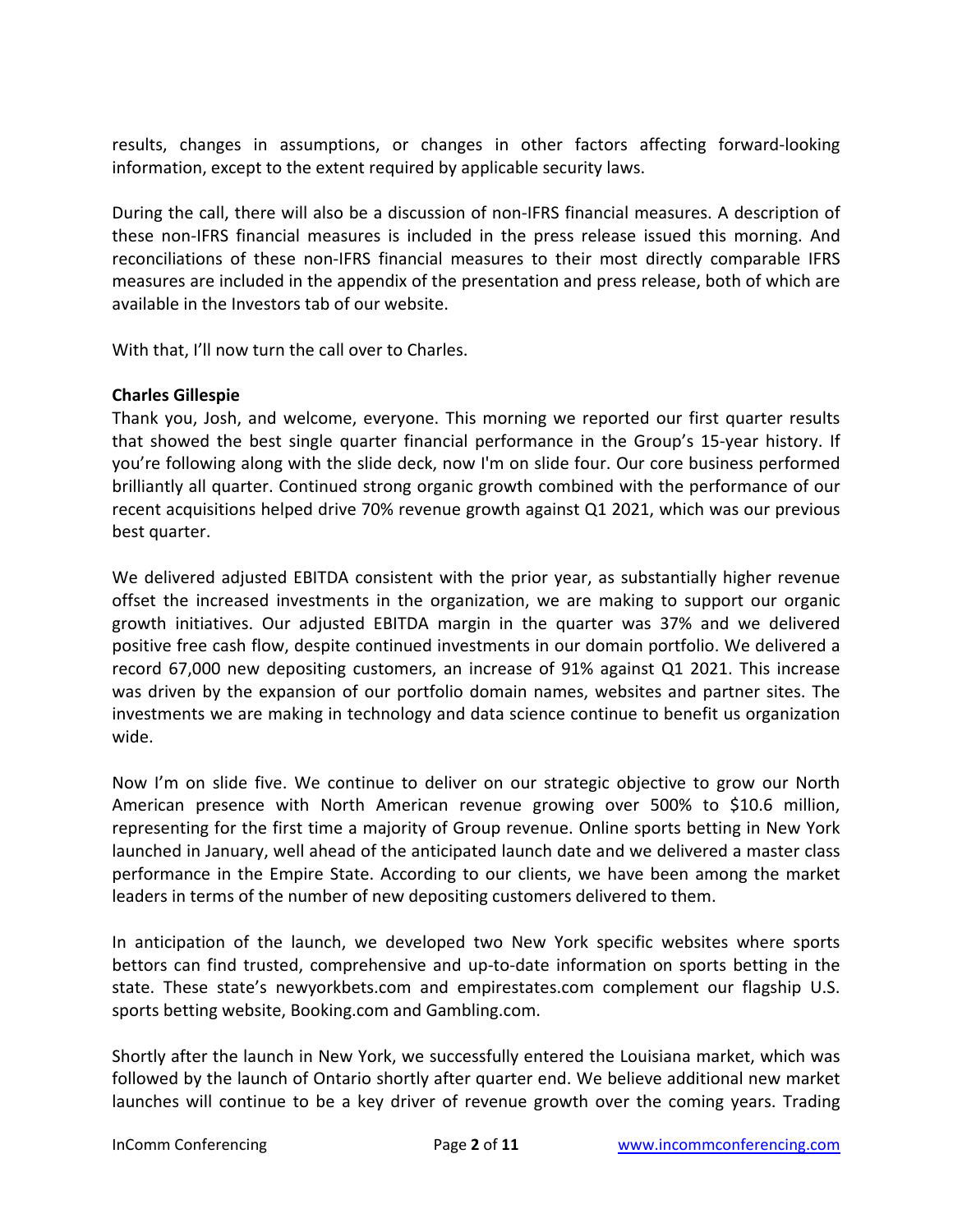results, changes in assumptions, or changes in other factors affecting forward-looking information, except to the extent required by applicable security laws.

During the call, there will also be a discussion of non-IFRS financial measures. A description of these non-IFRS financial measures is included in the press release issued this morning. And reconciliations of these non-IFRS financial measures to their most directly comparable IFRS measures are included in the appendix of the presentation and press release, both of which are available in the Investors tab of our website.

With that, I'll now turn the call over to Charles.

**Charles Gillespie**
Thank you, Josh, and welcome, everyone. This morning we reported our first quarter results that showed the best single quarter financial performance in the Group's 15-year history. If you're following along with the slide deck, now I'm on slide four. Our core business performed brilliantly all quarter. Continued strong organic growth combined with the performance of our recent acquisitions helped drive 70% revenue growth against Q1 2021, which was our previous best quarter.

We delivered adjusted EBITDA consistent with the prior year, as substantially higher revenue offset the increased investments in the organization, we are making to support our organic growth initiatives. Our adjusted EBITDA margin in the quarter was 37% and we delivered positive free cash flow, despite continued investments in our domain portfolio. We delivered a record 67,000 new depositing customers, an increase of 91% against Q1 2021. This increase was driven by the expansion of our portfolio domain names, websites and partner sites. The investments we are making in technology and data science continue to benefit us organization wide.

Now I'm on slide five. We continue to deliver on our strategic objective to grow our North American presence with North American revenue growing over 500% to $10.6 million, representing for the first time a majority of Group revenue. Online sports betting in New York launched in January, well ahead of the anticipated launch date and we delivered a master class performance in the Empire State. According to our clients, we have been among the market leaders in terms of the number of new depositing customers delivered to them.

In anticipation of the launch, we developed two New York specific websites where sports bettors can find trusted, comprehensive and up-to-date information on sports betting in the state. These state's newyorkbets.com and empirestates.com complement our flagship U.S. sports betting website, Booking.com and Gambling.com.

Shortly after the launch in New York, we successfully entered the Louisiana market, which was followed by the launch of Ontario shortly after quarter end. We believe additional new market launches will continue to be a key driver of revenue growth over the coming years. Trading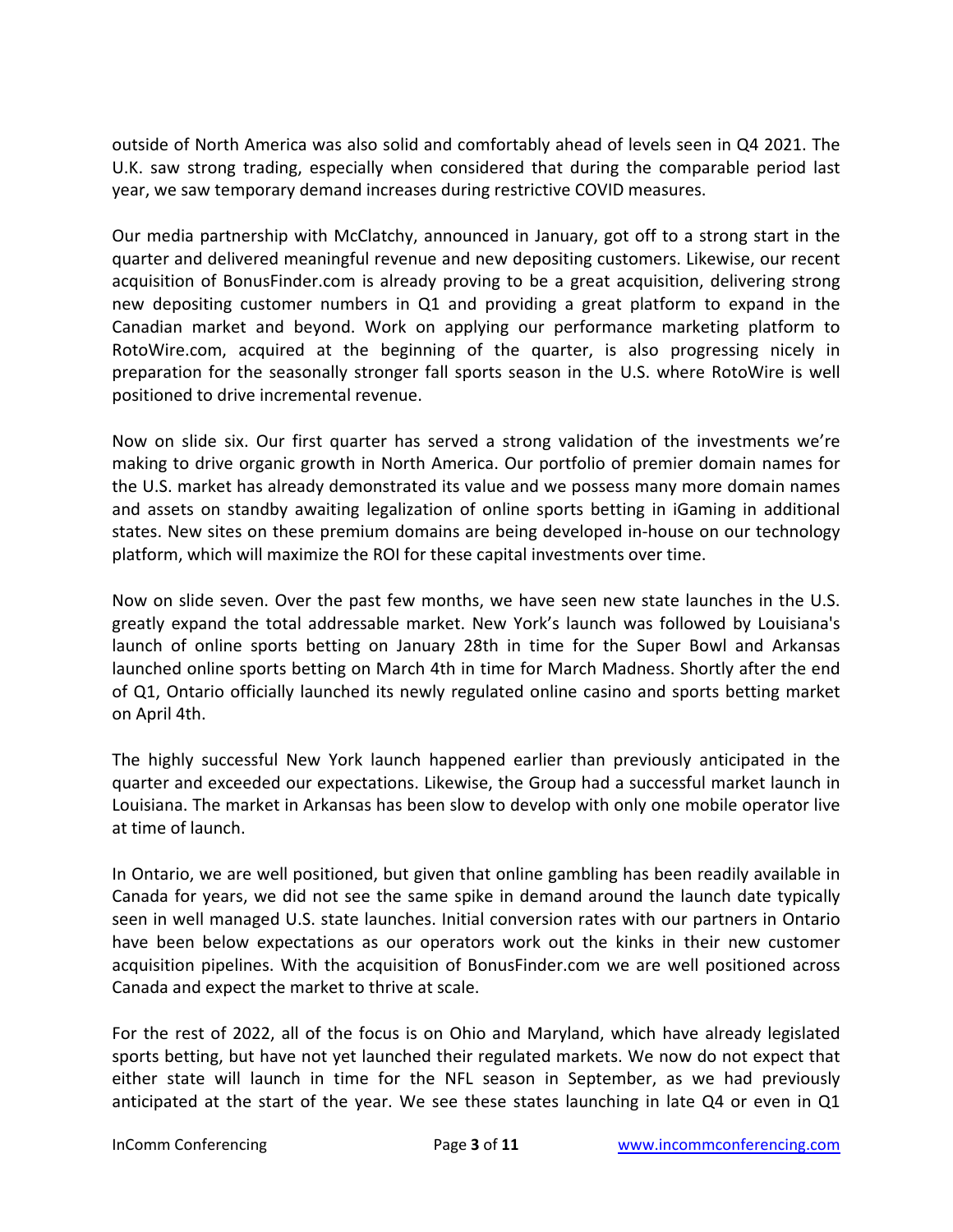outside of North America was also solid and comfortably ahead of levels seen in Q4 2021. The U.K. saw strong trading, especially when considered that during the comparable period last year, we saw temporary demand increases during restrictive COVID measures.

Our media partnership with McClatchy, announced in January, got off to a strong start in the quarter and delivered meaningful revenue and new depositing customers. Likewise, our recent acquisition of BonusFinder.com is already proving to be a great acquisition, delivering strong new depositing customer numbers in Q1 and providing a great platform to expand in the Canadian market and beyond. Work on applying our performance marketing platform to RotoWire.com, acquired at the beginning of the quarter, is also progressing nicely in preparation for the seasonally stronger fall sports season in the U.S. where RotoWire is well positioned to drive incremental revenue.

Now on slide six. Our first quarter has served a strong validation of the investments we're making to drive organic growth in North America. Our portfolio of premier domain names for the U.S. market has already demonstrated its value and we possess many more domain names and assets on standby awaiting legalization of online sports betting in iGaming in additional states. New sites on these premium domains are being developed in-house on our technology platform, which will maximize the ROI for these capital investments over time.

Now on slide seven. Over the past few months, we have seen new state launches in the U.S. greatly expand the total addressable market. New York's launch was followed by Louisiana's launch of online sports betting on January 28th in time for the Super Bowl and Arkansas launched online sports betting on March 4th in time for March Madness. Shortly after the end of Q1, Ontario officially launched its newly regulated online casino and sports betting market on April 4th.

The highly successful New York launch happened earlier than previously anticipated in the quarter and exceeded our expectations. Likewise, the Group had a successful market launch in Louisiana. The market in Arkansas has been slow to develop with only one mobile operator live at time of launch.

In Ontario, we are well positioned, but given that online gambling has been readily available in Canada for years, we did not see the same spike in demand around the launch date typically seen in well managed U.S. state launches. Initial conversion rates with our partners in Ontario have been below expectations as our operators work out the kinks in their new customer acquisition pipelines. With the acquisition of BonusFinder.com we are well positioned across Canada and expect the market to thrive at scale.

For the rest of 2022, all of the focus is on Ohio and Maryland, which have already legislated sports betting, but have not yet launched their regulated markets. We now do not expect that either state will launch in time for the NFL season in September, as we had previously anticipated at the start of the year. We see these states launching in late Q4 or even in Q1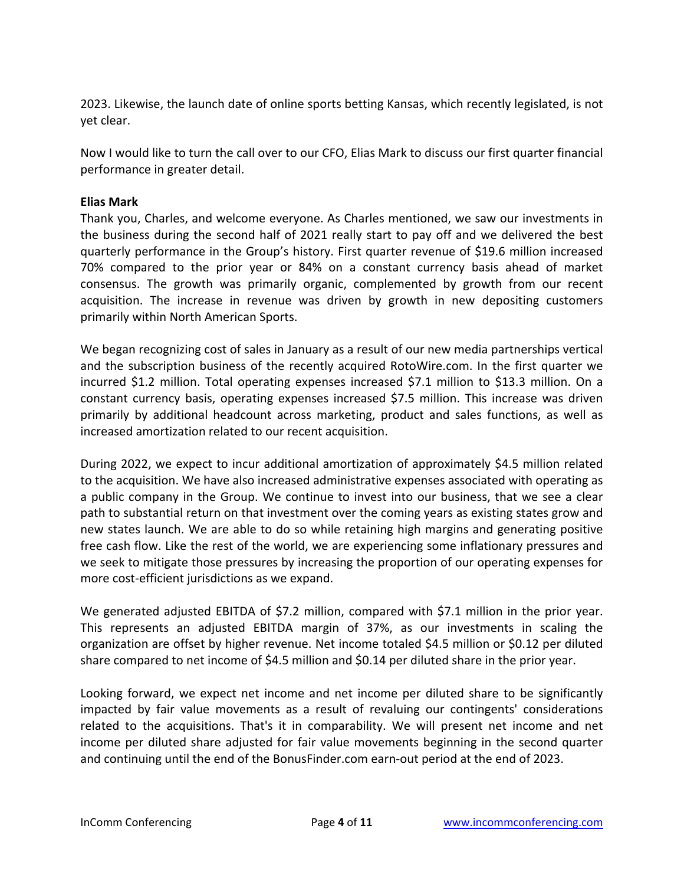2023. Likewise, the launch date of online sports betting Kansas, which recently legislated, is not yet clear.

Now I would like to turn the call over to our CFO, Elias Mark to discuss our first quarter financial performance in greater detail.

**Elias Mark**
Thank you, Charles, and welcome everyone. As Charles mentioned, we saw our investments in the business during the second half of 2021 really start to pay off and we delivered the best quarterly performance in the Group's history. First quarter revenue of $19.6 million increased 70% compared to the prior year or 84% on a constant currency basis ahead of market consensus. The growth was primarily organic, complemented by growth from our recent acquisition. The increase in revenue was driven by growth in new depositing customers primarily within North American Sports.

We began recognizing cost of sales in January as a result of our new media partnerships vertical and the subscription business of the recently acquired RotoWire.com. In the first quarter we incurred $1.2 million. Total operating expenses increased $7.1 million to $13.3 million. On a constant currency basis, operating expenses increased $7.5 million. This increase was driven primarily by additional headcount across marketing, product and sales functions, as well as increased amortization related to our recent acquisition.

During 2022, we expect to incur additional amortization of approximately $4.5 million related to the acquisition. We have also increased administrative expenses associated with operating as a public company in the Group. We continue to invest into our business, that we see a clear path to substantial return on that investment over the coming years as existing states grow and new states launch. We are able to do so while retaining high margins and generating positive free cash flow. Like the rest of the world, we are experiencing some inflationary pressures and we seek to mitigate those pressures by increasing the proportion of our operating expenses for more cost-efficient jurisdictions as we expand.

We generated adjusted EBITDA of $7.2 million, compared with $7.1 million in the prior year. This represents an adjusted EBITDA margin of 37%, as our investments in scaling the organization are offset by higher revenue. Net income totaled $4.5 million or $0.12 per diluted share compared to net income of $4.5 million and $0.14 per diluted share in the prior year.

Looking forward, we expect net income and net income per diluted share to be significantly impacted by fair value movements as a result of revaluing our contingents' considerations related to the acquisitions. That's it in comparability. We will present net income and net income per diluted share adjusted for fair value movements beginning in the second quarter and continuing until the end of the BonusFinder.com earn-out period at the end of 2023.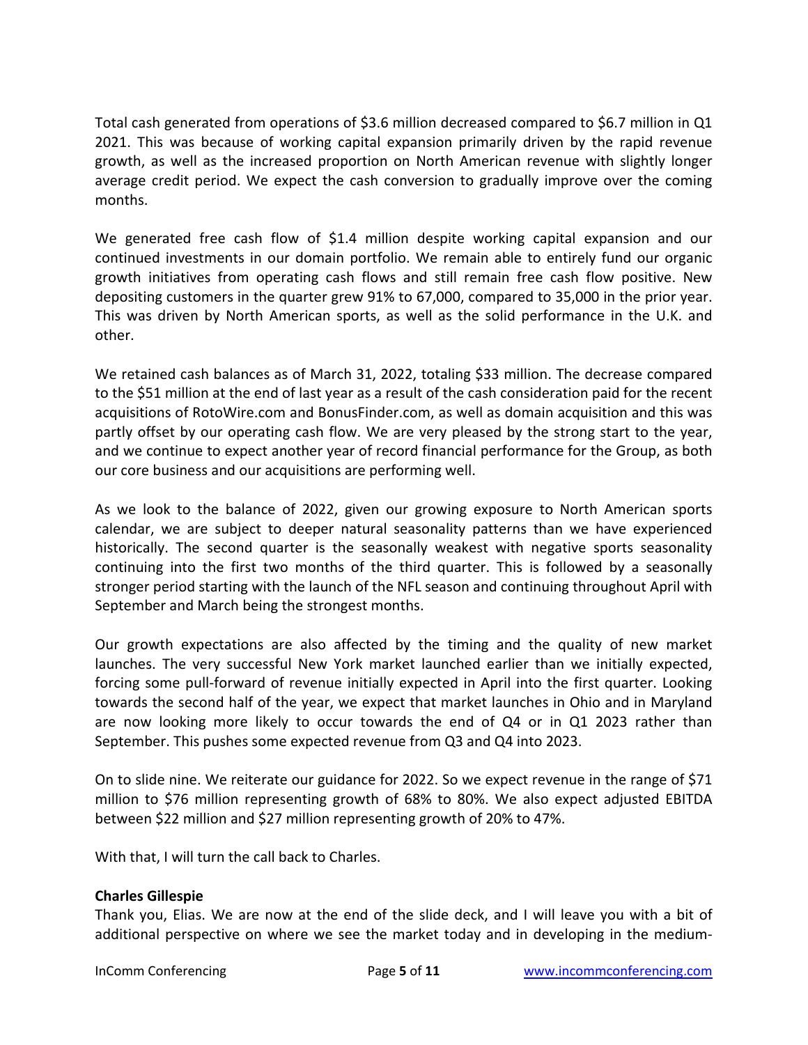Total cash generated from operations of $3.6 million decreased compared to $6.7 million in Q1 2021. This was because of working capital expansion primarily driven by the rapid revenue growth, as well as the increased proportion on North American revenue with slightly longer average credit period. We expect the cash conversion to gradually improve over the coming months.

We generated free cash flow of $1.4 million despite working capital expansion and our continued investments in our domain portfolio. We remain able to entirely fund our organic growth initiatives from operating cash flows and still remain free cash flow positive. New depositing customers in the quarter grew 91% to 67,000, compared to 35,000 in the prior year. This was driven by North American sports, as well as the solid performance in the U.K. and other.

We retained cash balances as of March 31, 2022, totaling $33 million. The decrease compared to the $51 million at the end of last year as a result of the cash consideration paid for the recent acquisitions of RotoWire.com and BonusFinder.com, as well as domain acquisition and this was partly offset by our operating cash flow. We are very pleased by the strong start to the year, and we continue to expect another year of record financial performance for the Group, as both our core business and our acquisitions are performing well.

As we look to the balance of 2022, given our growing exposure to North American sports calendar, we are subject to deeper natural seasonality patterns than we have experienced historically. The second quarter is the seasonally weakest with negative sports seasonality continuing into the first two months of the third quarter. This is followed by a seasonally stronger period starting with the launch of the NFL season and continuing throughout April with September and March being the strongest months.

Our growth expectations are also affected by the timing and the quality of new market launches. The very successful New York market launched earlier than we initially expected, forcing some pull-forward of revenue initially expected in April into the first quarter. Looking towards the second half of the year, we expect that market launches in Ohio and in Maryland are now looking more likely to occur towards the end of Q4 or in Q1 2023 rather than September. This pushes some expected revenue from Q3 and Q4 into 2023.

On to slide nine. We reiterate our guidance for 2022. So we expect revenue in the range of $71 million to $76 million representing growth of 68% to 80%. We also expect adjusted EBITDA between $22 million and $27 million representing growth of 20% to 47%.

With that, I will turn the call back to Charles.

**Charles Gillespie**
Thank you, Elias. We are now at the end of the slide deck, and I will leave you with a bit of additional perspective on where we see the market today and in developing in the medium-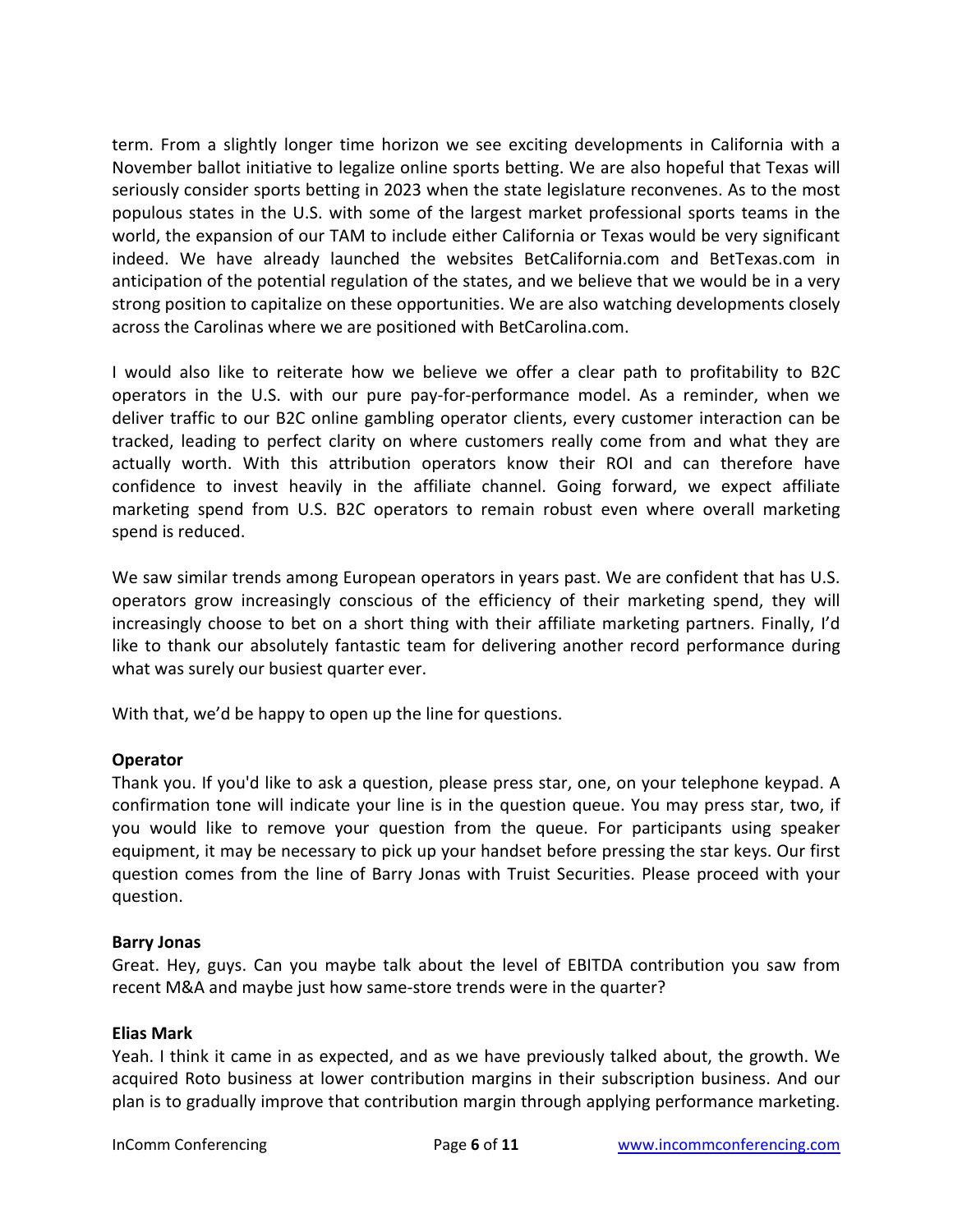term. From a slightly longer time horizon we see exciting developments in California with a November ballot initiative to legalize online sports betting. We are also hopeful that Texas will seriously consider sports betting in 2023 when the state legislature reconvenes. As to the most populous states in the U.S. with some of the largest market professional sports teams in the world, the expansion of our TAM to include either California or Texas would be very significant indeed. We have already launched the websites BetCalifornia.com and BetTexas.com in anticipation of the potential regulation of the states, and we believe that we would be in a very strong position to capitalize on these opportunities. We are also watching developments closely across the Carolinas where we are positioned with BetCarolina.com.

I would also like to reiterate how we believe we offer a clear path to profitability to B2C operators in the U.S. with our pure pay-for-performance model. As a reminder, when we deliver traffic to our B2C online gambling operator clients, every customer interaction can be tracked, leading to perfect clarity on where customers really come from and what they are actually worth. With this attribution operators know their ROI and can therefore have confidence to invest heavily in the affiliate channel. Going forward, we expect affiliate marketing spend from U.S. B2C operators to remain robust even where overall marketing spend is reduced.

We saw similar trends among European operators in years past. We are confident that has U.S. operators grow increasingly conscious of the efficiency of their marketing spend, they will increasingly choose to bet on a short thing with their affiliate marketing partners. Finally, I'd like to thank our absolutely fantastic team for delivering another record performance during what was surely our busiest quarter ever.

With that, we'd be happy to open up the line for questions.

**Operator**
Thank you. If you'd like to ask a question, please press star, one, on your telephone keypad. A confirmation tone will indicate your line is in the question queue. You may press star, two, if you would like to remove your question from the queue. For participants using speaker equipment, it may be necessary to pick up your handset before pressing the star keys. Our first question comes from the line of Barry Jonas with Truist Securities. Please proceed with your question.

**Barry Jonas**
Great. Hey, guys. Can you maybe talk about the level of EBITDA contribution you saw from recent M&A and maybe just how same-store trends were in the quarter?

**Elias Mark**
Yeah. I think it came in as expected, and as we have previously talked about, the growth. We acquired Roto business at lower contribution margins in their subscription business. And our plan is to gradually improve that contribution margin through applying performance marketing.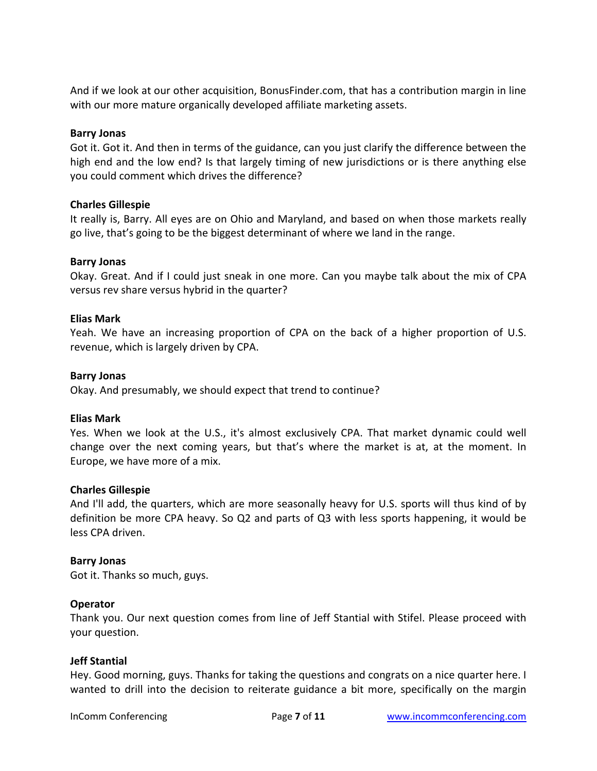And if we look at our other acquisition, BonusFinder.com, that has a contribution margin in line with our more mature organically developed affiliate marketing assets.

**Barry Jonas**
Got it. Got it. And then in terms of the guidance, can you just clarify the difference between the high end and the low end? Is that largely timing of new jurisdictions or is there anything else you could comment which drives the difference?

**Charles Gillespie**
It really is, Barry. All eyes are on Ohio and Maryland, and based on when those markets really go live, that's going to be the biggest determinant of where we land in the range.

**Barry Jonas**
Okay. Great. And if I could just sneak in one more. Can you maybe talk about the mix of CPA versus rev share versus hybrid in the quarter?

**Elias Mark**
Yeah. We have an increasing proportion of CPA on the back of a higher proportion of U.S. revenue, which is largely driven by CPA.

**Barry Jonas**
Okay. And presumably, we should expect that trend to continue?

**Elias Mark**
Yes. When we look at the U.S., it's almost exclusively CPA. That market dynamic could well change over the next coming years, but that's where the market is at, at the moment. In Europe, we have more of a mix.

**Charles Gillespie**
And I'll add, the quarters, which are more seasonally heavy for U.S. sports will thus kind of by definition be more CPA heavy. So Q2 and parts of Q3 with less sports happening, it would be less CPA driven.

**Barry Jonas**
Got it. Thanks so much, guys.

**Operator**
Thank you. Our next question comes from line of Jeff Stantial with Stifel. Please proceed with your question.

**Jeff Stantial**
Hey. Good morning, guys. Thanks for taking the questions and congrats on a nice quarter here. I wanted to drill into the decision to reiterate guidance a bit more, specifically on the margin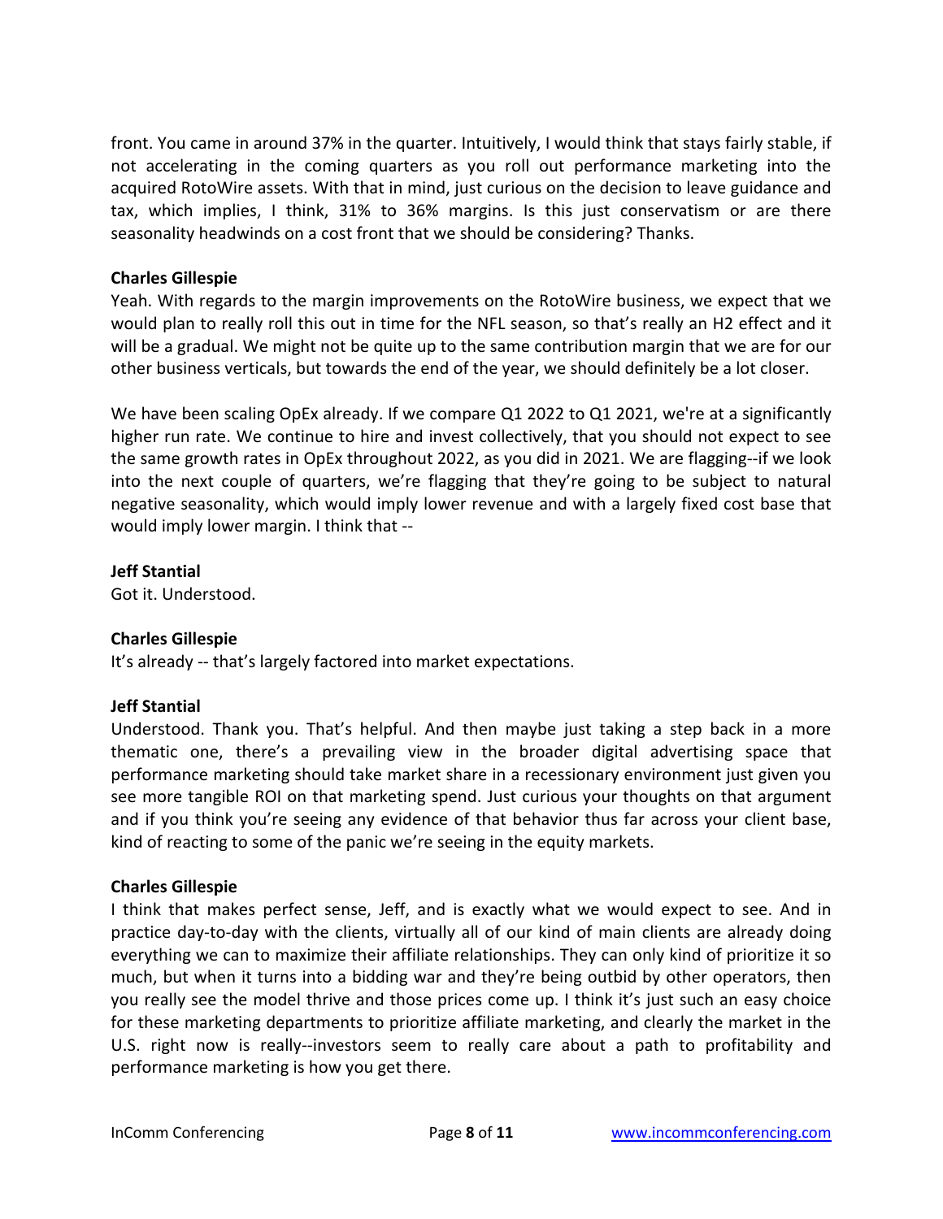front. You came in around 37% in the quarter. Intuitively, I would think that stays fairly stable, if not accelerating in the coming quarters as you roll out performance marketing into the acquired RotoWire assets. With that in mind, just curious on the decision to leave guidance and tax, which implies, I think, 31% to 36% margins. Is this just conservatism or are there seasonality headwinds on a cost front that we should be considering? Thanks.

**Charles Gillespie**
Yeah. With regards to the margin improvements on the RotoWire business, we expect that we would plan to really roll this out in time for the NFL season, so that's really an H2 effect and it will be a gradual. We might not be quite up to the same contribution margin that we are for our other business verticals, but towards the end of the year, we should definitely be a lot closer.

We have been scaling OpEx already. If we compare Q1 2022 to Q1 2021, we're at a significantly higher run rate. We continue to hire and invest collectively, that you should not expect to see the same growth rates in OpEx throughout 2022, as you did in 2021. We are flagging--if we look into the next couple of quarters, we're flagging that they're going to be subject to natural negative seasonality, which would imply lower revenue and with a largely fixed cost base that would imply lower margin. I think that --

**Jeff Stantial**
Got it. Understood.

**Charles Gillespie**
It's already -- that's largely factored into market expectations.

**Jeff Stantial**
Understood. Thank you. That's helpful. And then maybe just taking a step back in a more thematic one, there's a prevailing view in the broader digital advertising space that performance marketing should take market share in a recessionary environment just given you see more tangible ROI on that marketing spend. Just curious your thoughts on that argument and if you think you're seeing any evidence of that behavior thus far across your client base, kind of reacting to some of the panic we're seeing in the equity markets.

**Charles Gillespie**
I think that makes perfect sense, Jeff, and is exactly what we would expect to see. And in practice day-to-day with the clients, virtually all of our kind of main clients are already doing everything we can to maximize their affiliate relationships. They can only kind of prioritize it so much, but when it turns into a bidding war and they're being outbid by other operators, then you really see the model thrive and those prices come up. I think it's just such an easy choice for these marketing departments to prioritize affiliate marketing, and clearly the market in the U.S. right now is really--investors seem to really care about a path to profitability and performance marketing is how you get there.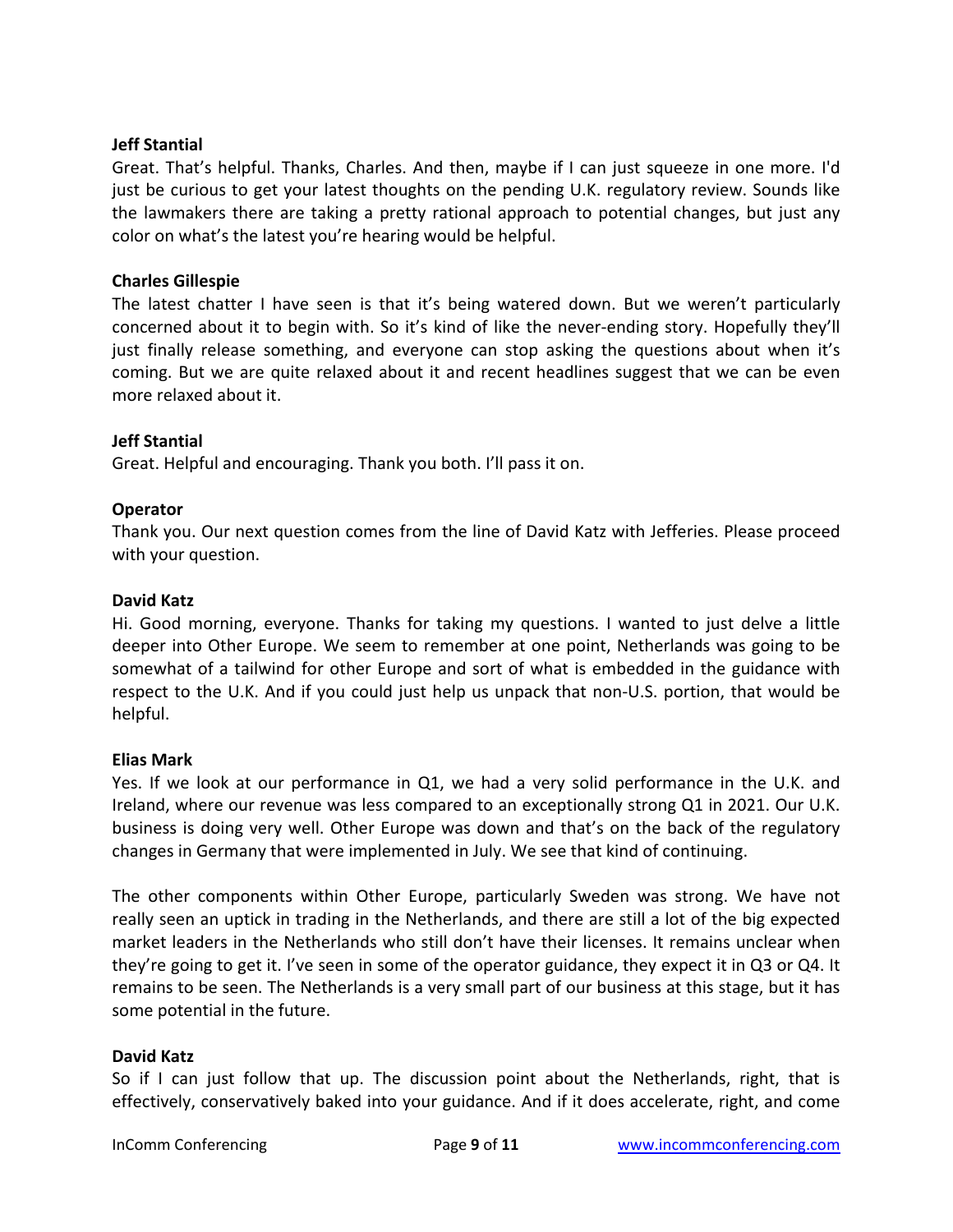**Jeff Stantial**

Great. That's helpful. Thanks, Charles. And then, maybe if I can just squeeze in one more. I'd just be curious to get your latest thoughts on the pending U.K. regulatory review. Sounds like the lawmakers there are taking a pretty rational approach to potential changes, but just any color on what's the latest you're hearing would be helpful.

**Charles Gillespie**

The latest chatter I have seen is that it's being watered down. But we weren't particularly concerned about it to begin with. So it's kind of like the never-ending story. Hopefully they'll just finally release something, and everyone can stop asking the questions about when it's coming. But we are quite relaxed about it and recent headlines suggest that we can be even more relaxed about it.

**Jeff Stantial**

Great. Helpful and encouraging. Thank you both. I'll pass it on.

**Operator**

Thank you. Our next question comes from the line of David Katz with Jefferies. Please proceed with your question.

**David Katz**

Hi. Good morning, everyone. Thanks for taking my questions. I wanted to just delve a little deeper into Other Europe. We seem to remember at one point, Netherlands was going to be somewhat of a tailwind for other Europe and sort of what is embedded in the guidance with respect to the U.K. And if you could just help us unpack that non-U.S. portion, that would be helpful.

**Elias Mark**

Yes. If we look at our performance in Q1, we had a very solid performance in the U.K. and Ireland, where our revenue was less compared to an exceptionally strong Q1 in 2021. Our U.K. business is doing very well. Other Europe was down and that's on the back of the regulatory changes in Germany that were implemented in July. We see that kind of continuing.

The other components within Other Europe, particularly Sweden was strong. We have not really seen an uptick in trading in the Netherlands, and there are still a lot of the big expected market leaders in the Netherlands who still don't have their licenses. It remains unclear when they're going to get it. I've seen in some of the operator guidance, they expect it in Q3 or Q4. It remains to be seen. The Netherlands is a very small part of our business at this stage, but it has some potential in the future.

**David Katz**

So if I can just follow that up. The discussion point about the Netherlands, right, that is effectively, conservatively baked into your guidance. And if it does accelerate, right, and come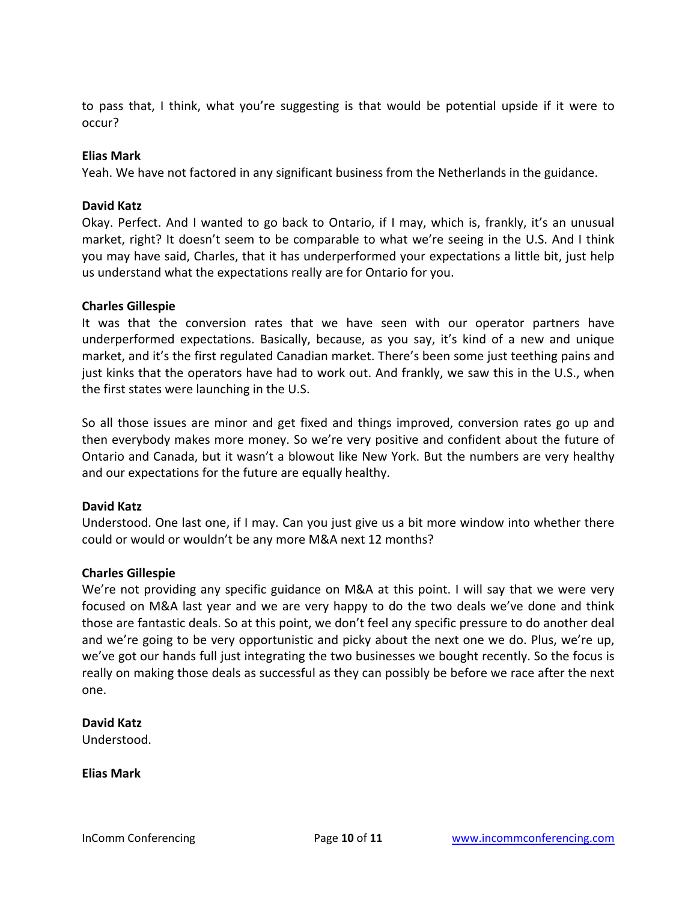to pass that, I think, what you're suggesting is that would be potential upside if it were to occur?

**Elias Mark**
Yeah. We have not factored in any significant business from the Netherlands in the guidance.

**David Katz**
Okay. Perfect. And I wanted to go back to Ontario, if I may, which is, frankly, it's an unusual market, right? It doesn't seem to be comparable to what we're seeing in the U.S. And I think you may have said, Charles, that it has underperformed your expectations a little bit, just help us understand what the expectations really are for Ontario for you.

**Charles Gillespie**
It was that the conversion rates that we have seen with our operator partners have underperformed expectations. Basically, because, as you say, it's kind of a new and unique market, and it's the first regulated Canadian market. There's been some just teething pains and just kinks that the operators have had to work out. And frankly, we saw this in the U.S., when the first states were launching in the U.S.

So all those issues are minor and get fixed and things improved, conversion rates go up and then everybody makes more money. So we're very positive and confident about the future of Ontario and Canada, but it wasn't a blowout like New York. But the numbers are very healthy and our expectations for the future are equally healthy.

**David Katz**
Understood. One last one, if I may. Can you just give us a bit more window into whether there could or would or wouldn't be any more M&A next 12 months?

**Charles Gillespie**
We're not providing any specific guidance on M&A at this point. I will say that we were very focused on M&A last year and we are very happy to do the two deals we've done and think those are fantastic deals. So at this point, we don't feel any specific pressure to do another deal and we're going to be very opportunistic and picky about the next one we do. Plus, we're up, we've got our hands full just integrating the two businesses we bought recently. So the focus is really on making those deals as successful as they can possibly be before we race after the next one.

**David Katz**
Understood.

**Elias Mark**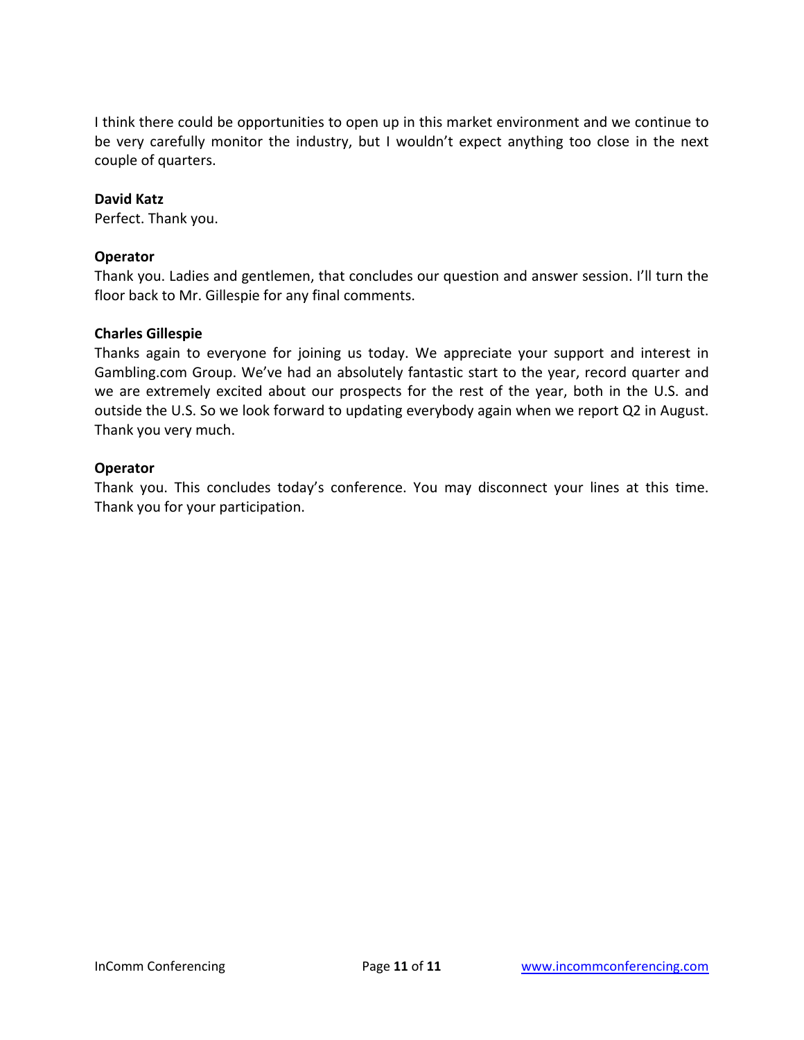I think there could be opportunities to open up in this market environment and we continue to be very carefully monitor the industry, but I wouldn't expect anything too close in the next couple of quarters.

**David Katz**
Perfect. Thank you.

**Operator**
Thank you. Ladies and gentlemen, that concludes our question and answer session. I'll turn the floor back to Mr. Gillespie for any final comments.

**Charles Gillespie**
Thanks again to everyone for joining us today. We appreciate your support and interest in Gambling.com Group. We've had an absolutely fantastic start to the year, record quarter and we are extremely excited about our prospects for the rest of the year, both in the U.S. and outside the U.S. So we look forward to updating everybody again when we report Q2 in August. Thank you very much.

**Operator**
Thank you. This concludes today's conference. You may disconnect your lines at this time. Thank you for your participation.